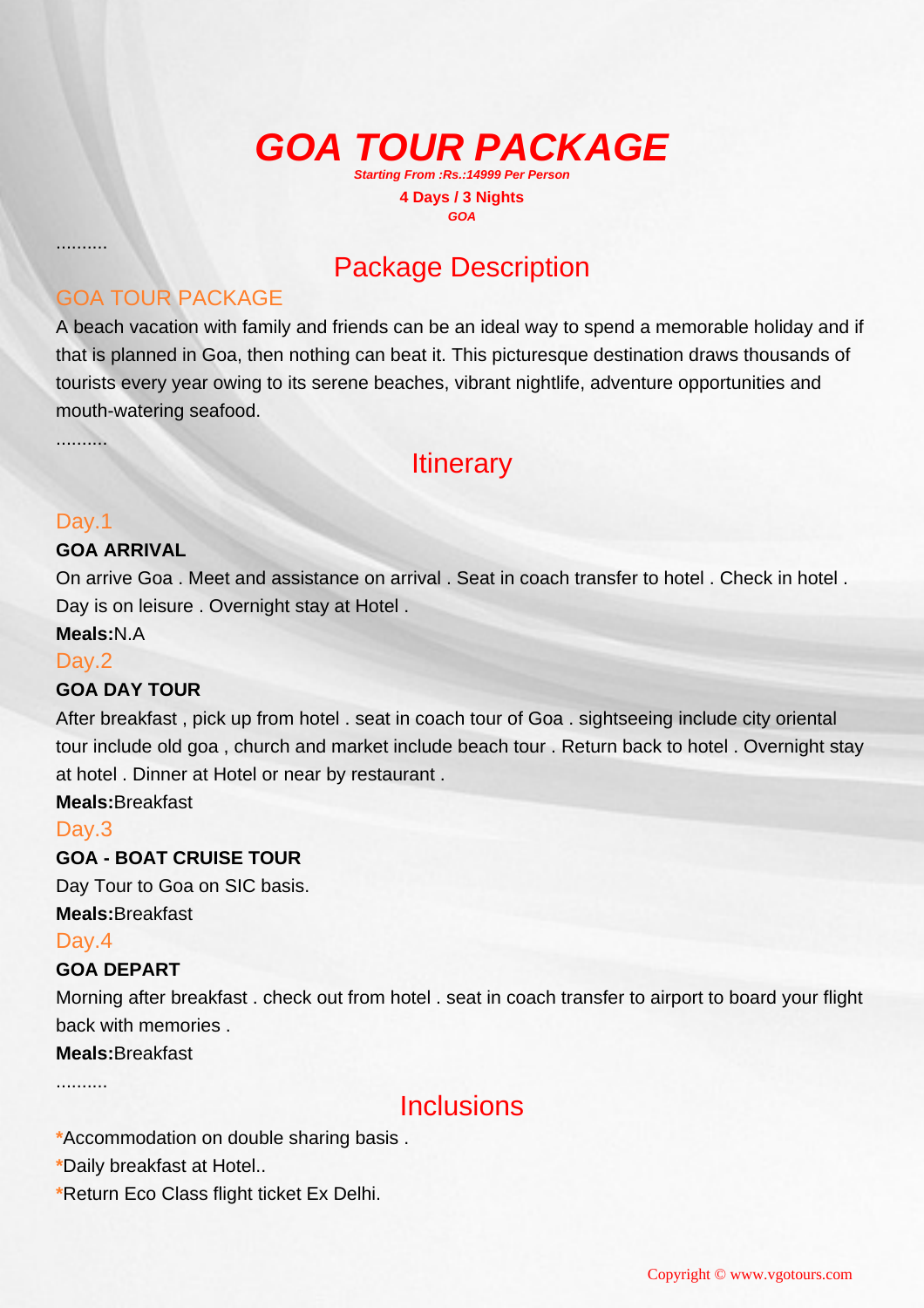# GOA TOUR PACKAGE

***Starting From :Rs.:14999 Per Person***

**4 Days / 3 Nights**

***GOA***

..........

## Package Description

### GOA TOUR PACKAGE

A beach vacation with family and friends can be an ideal way to spend a memorable holiday and if that is planned in Goa, then nothing can beat it. This picturesque destination draws thousands of tourists every year owing to its serene beaches, vibrant nightlife, adventure opportunities and mouth-watering seafood.

..........

## Itinerary

### Day.1

**GOA ARRIVAL**

On arrive Goa . Meet and assistance on arrival . Seat in coach transfer to hotel . Check in hotel . Day is on leisure . Overnight stay at Hotel .

**Meals:**N.A

### Day.2

**GOA DAY TOUR**

After breakfast , pick up from hotel . seat in coach tour of Goa . sightseeing include city oriental tour include old goa , church and market include beach tour . Return back to hotel . Overnight stay at hotel . Dinner at Hotel or near by restaurant .

**Meals:**Breakfast

### Day.3

**GOA - BOAT CRUISE TOUR**

Day Tour to Goa on SIC basis.

**Meals:**Breakfast

### Day.4

**GOA DEPART**

Morning after breakfast . check out from hotel . seat in coach transfer to airport to board your flight back with memories .

**Meals:**Breakfast

..........

## Inclusions

*Accommodation on double sharing basis .

*Daily breakfast at Hotel..

*Return Eco Class flight ticket Ex Delhi.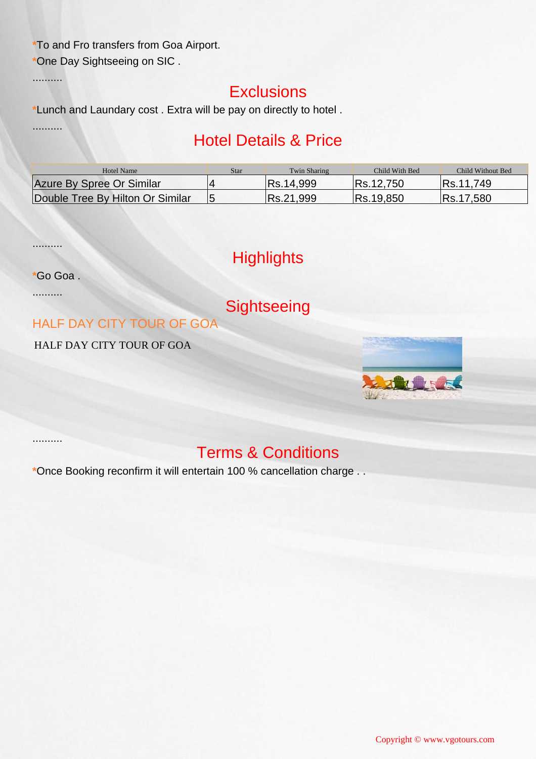*To and Fro transfers from Goa Airport.

*One Day Sightseeing on SIC .

..........

## Exclusions

*Lunch and Laundary cost . Extra will be pay on directly to hotel .

..........

## Hotel Details & Price

| Hotel Name | Star | Twin Sharing | Child With Bed | Child Without Bed |
|---|---|---|---|---|
| Azure By Spree Or Similar | 4 | Rs.14,999 | Rs.12,750 | Rs.11,749 |
| Double Tree By Hilton Or Similar | 5 | Rs.21,999 | Rs.19,850 | Rs.17,580 |

..........

## Highlights

*Go Goa .

..........

## Sightseeing

### HALF DAY CITY TOUR OF GOA

HALF DAY CITY TOUR OF GOA

..........

## Terms & Conditions

*Once Booking reconfirm it will entertain 100 % cancellation charge . .

Copyright © www.vgotours.com